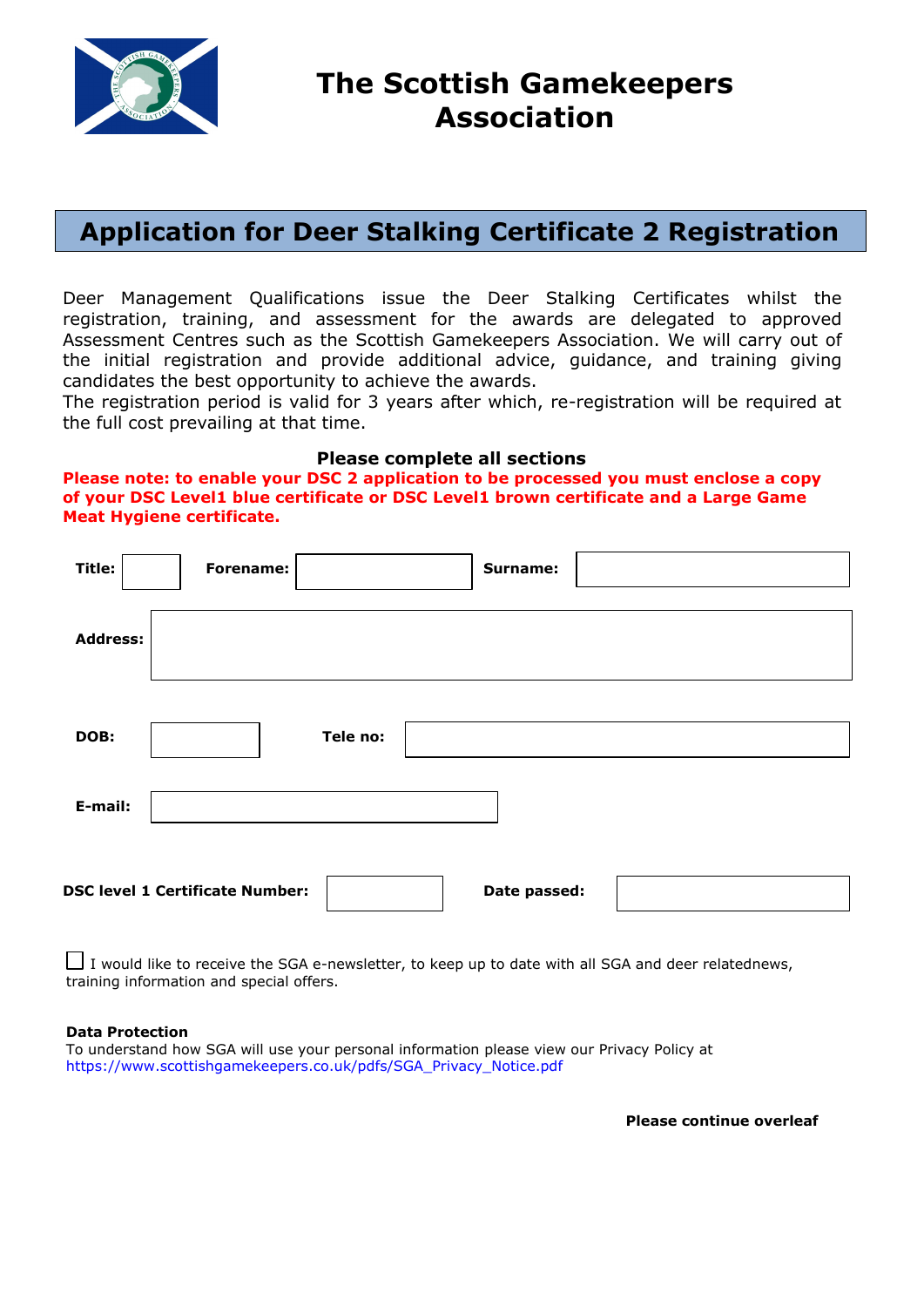# The Scottish Gamekeepers Association

## Application for Deer Stalking Certificate 2 Registration

Deer Management Qualifications issue the Deer Stalking Certificates whilst the registration, training, and assessment for the awards are delegated to approved Assessment Centres such as the Scottish Gamekeepers Association. We will carry out of the initial registration and provide additional advice, guidance, and training giving candidates the best opportunity to achieve the awards.
The registration period is valid for 3 years after which, re-registration will be required at the full cost prevailing at that time.

**Please complete all sections**

**Please note: to enable your DSC 2 application to be processed you must enclose a copy of your DSC Level1 blue certificate or DSC Level1 brown certificate and a Large Game Meat Hygiene certificate.**

**Title:** ______ **Forename:** ______ **Surname:** ______

**Address:** ______

**DOB:** ______ **Tele no:** ______

**E-mail:** ______

**DSC level 1 Certificate Number:** ______ **Date passed:** ______

☐ I would like to receive the SGA e-newsletter, to keep up to date with all SGA and deer relatednews, training information and special offers.

**Data Protection**
To understand how SGA will use your personal information please view our Privacy Policy at
https://www.scottishgamekeepers.co.uk/pdfs/SGA_Privacy_Notice.pdf

**Please continue overleaf**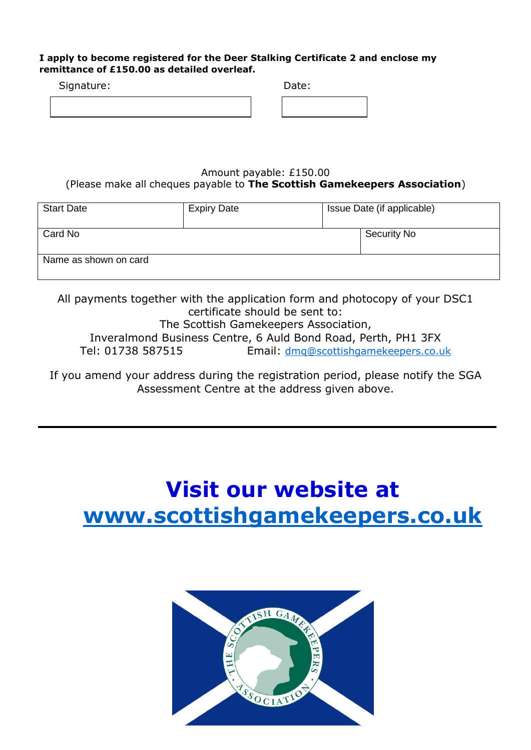**I apply to become registered for the Deer Stalking Certificate 2 and enclose my remittance of £150.00 as detailed overleaf.**

| Signature: | Date: |
|---|---|
| | |

Amount payable: £150.00
(Please make all cheques payable to **The Scottish Gamekeepers Association**)

| Start Date | Expiry Date | Issue Date (if applicable) | |
|---|---|---|---|
| Card No | | | Security No |
| Name as shown on card | | | |

All payments together with the application form and photocopy of your DSC1 certificate should be sent to:
The Scottish Gamekeepers Association,
Inveralmond Business Centre, 6 Auld Bond Road, Perth, PH1 3FX
Tel: 01738 587515 Email: dmq@scottishgamekeepers.co.uk

If you amend your address during the registration period, please notify the SGA Assessment Centre at the address given above.

---

# Visit our website at www.scottishgamekeepers.co.uk